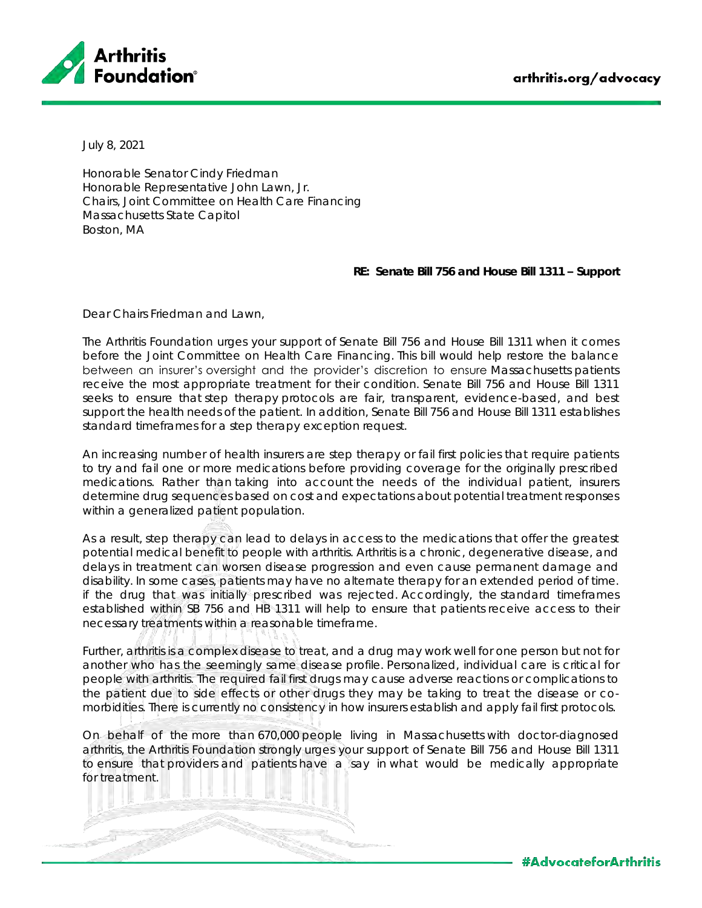July 8, 2021

Honorable Senator Cindy Friedman
Honorable Representative John Lawn, Jr.
Chairs, Joint Committee on Health Care Financing
Massachusetts State Capitol
Boston, MA

**RE: Senate Bill 756 and House Bill 1311 – Support**

Dear Chairs Friedman and Lawn,

The Arthritis Foundation urges your support of Senate Bill 756 and House Bill 1311 when it comes before the Joint Committee on Health Care Financing. This bill would help restore the balance between an insurer's oversight and the provider's discretion to ensure Massachusetts patients receive the most appropriate treatment for their condition. Senate Bill 756 and House Bill 1311 seeks to ensure that step therapy protocols are fair, transparent, evidence-based, and best support the health needs of the patient. In addition, Senate Bill 756 and House Bill 1311 establishes standard timeframes for a step therapy exception request.

An increasing number of health insurers are step therapy or fail first policies that require patients to try and fail one or more medications before providing coverage for the originally prescribed medications. Rather than taking into account the needs of the individual patient, insurers determine drug sequences based on cost and expectations about potential treatment responses within a generalized patient population.

As a result, step therapy can lead to delays in access to the medications that offer the greatest potential medical benefit to people with arthritis. Arthritis is a chronic, degenerative disease, and delays in treatment can worsen disease progression and even cause permanent damage and disability. In some cases, patients may have no alternate therapy for an extended period of time. if the drug that was initially prescribed was rejected. Accordingly, the standard timeframes established within SB 756 and HB 1311 will help to ensure that patients receive access to their necessary treatments within a reasonable timeframe.

Further, arthritis is a complex disease to treat, and a drug may work well for one person but not for another who has the seemingly same disease profile. Personalized, individual care is critical for people with arthritis. The required fail first drugs may cause adverse reactions or complications to the patient due to side effects or other drugs they may be taking to treat the disease or co-morbidities. There is currently no consistency in how insurers establish and apply fail first protocols.

On behalf of the more than 670,000 people living in Massachusetts with doctor-diagnosed arthritis, the Arthritis Foundation strongly urges your support of Senate Bill 756 and House Bill 1311 to ensure that providers and patients have a say in what would be medically appropriate for treatment.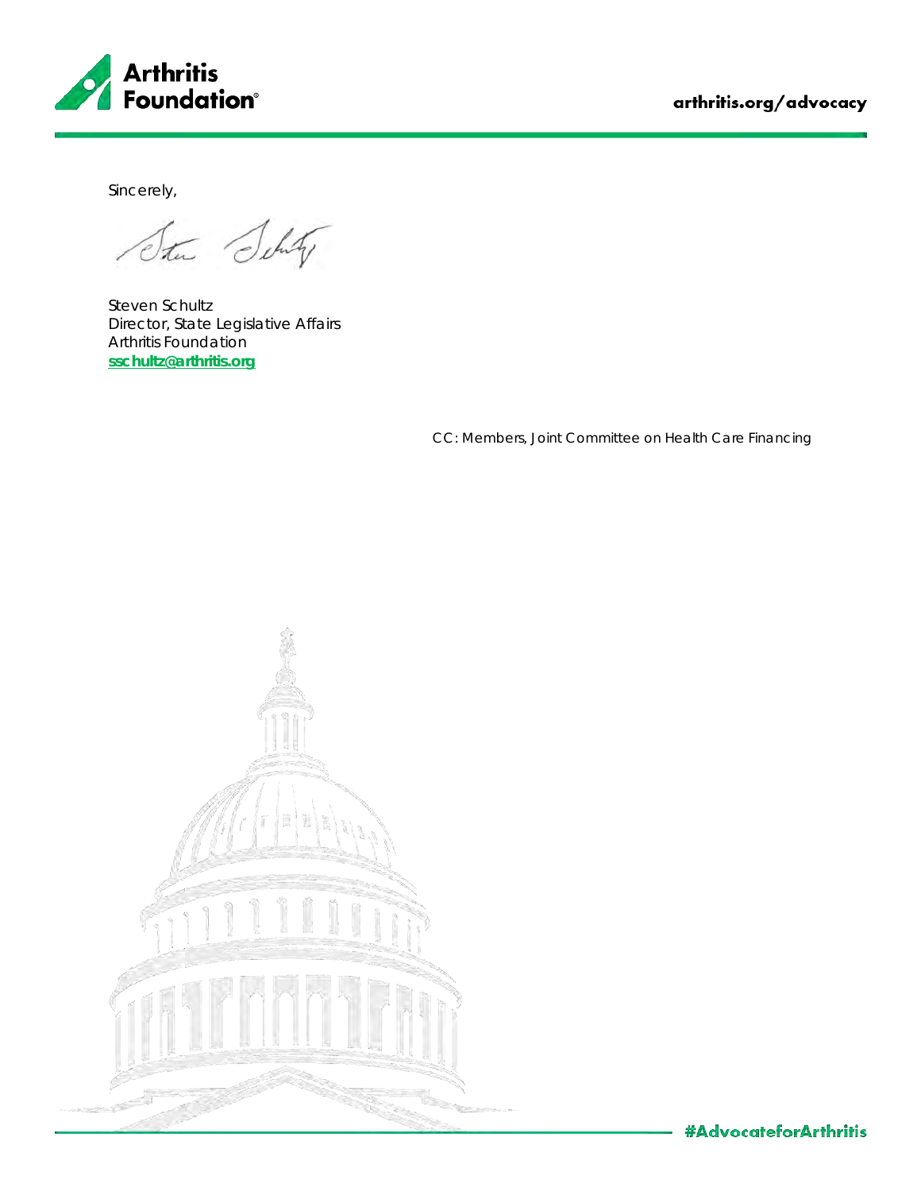Sincerely,

Steven Schultz
Director, State Legislative Affairs
Arthritis Foundation
sschultz@arthritis.org

CC: Members, Joint Committee on Health Care Financing